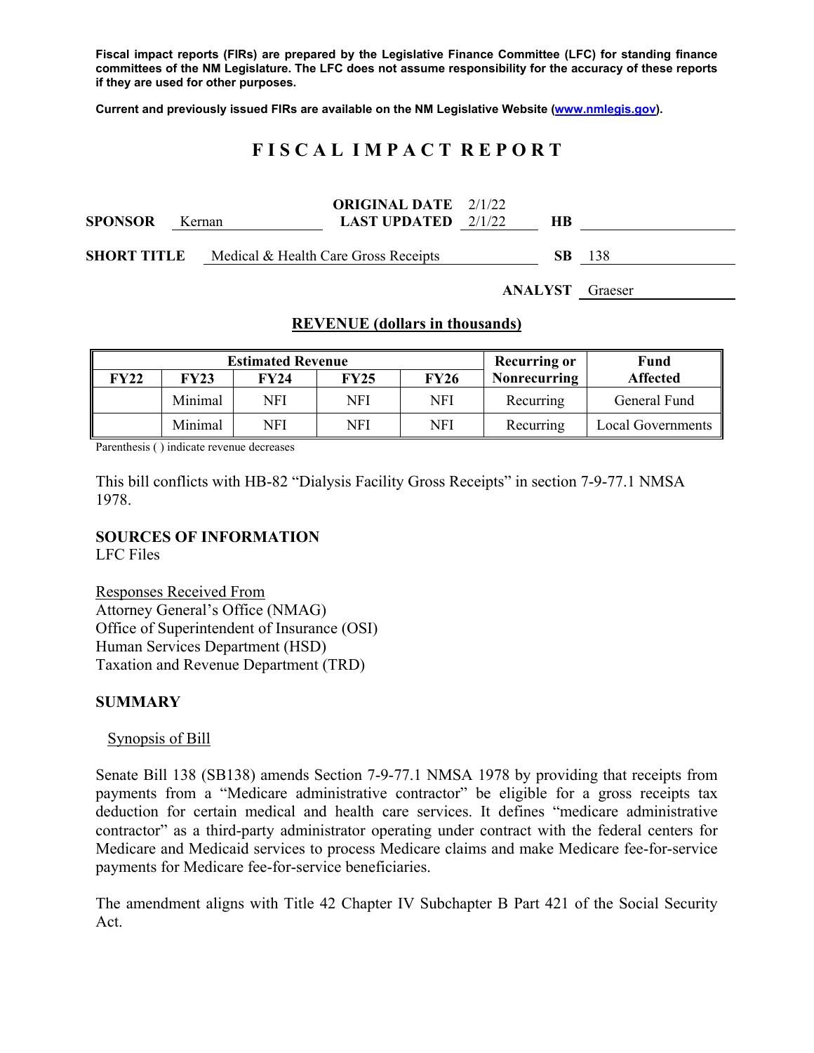**Fiscal impact reports (FIRs) are prepared by the Legislative Finance Committee (LFC) for standing finance committees of the NM Legislature. The LFC does not assume responsibility for the accuracy of these reports if they are used for other purposes.**

**Current and previously issued FIRs are available on the NM Legislative Website (www.nmlegis.gov).**

# FISCAL IMPACT REPORT

**SPONSOR** Kernan **ORIGINAL DATE** 2/1/22 **LAST UPDATED** 2/1/22 **HB**

**SHORT TITLE** Medical & Health Care Gross Receipts **SB** 138

**ANALYST** Graeser

## REVENUE (dollars in thousands)

| Estimated Revenue | | | | | Recurring or Nonrecurring | Fund Affected |
|---|---|---|---|---|---|---|
| FY22 | FY23 | FY24 | FY25 | FY26 | | |
| | Minimal | NFI | NFI | NFI | Recurring | General Fund |
| | Minimal | NFI | NFI | NFI | Recurring | Local Governments |

Parenthesis ( ) indicate revenue decreases

This bill conflicts with HB-82 "Dialysis Facility Gross Receipts" in section 7-9-77.1 NMSA 1978.

**SOURCES OF INFORMATION**
LFC Files

Responses Received From
Attorney General's Office (NMAG)
Office of Superintendent of Insurance (OSI)
Human Services Department (HSD)
Taxation and Revenue Department (TRD)

**SUMMARY**

Synopsis of Bill

Senate Bill 138 (SB138) amends Section 7-9-77.1 NMSA 1978 by providing that receipts from payments from a "Medicare administrative contractor" be eligible for a gross receipts tax deduction for certain medical and health care services. It defines "medicare administrative contractor" as a third-party administrator operating under contract with the federal centers for Medicare and Medicaid services to process Medicare claims and make Medicare fee-for-service payments for Medicare fee-for-service beneficiaries.

The amendment aligns with Title 42 Chapter IV Subchapter B Part 421 of the Social Security Act.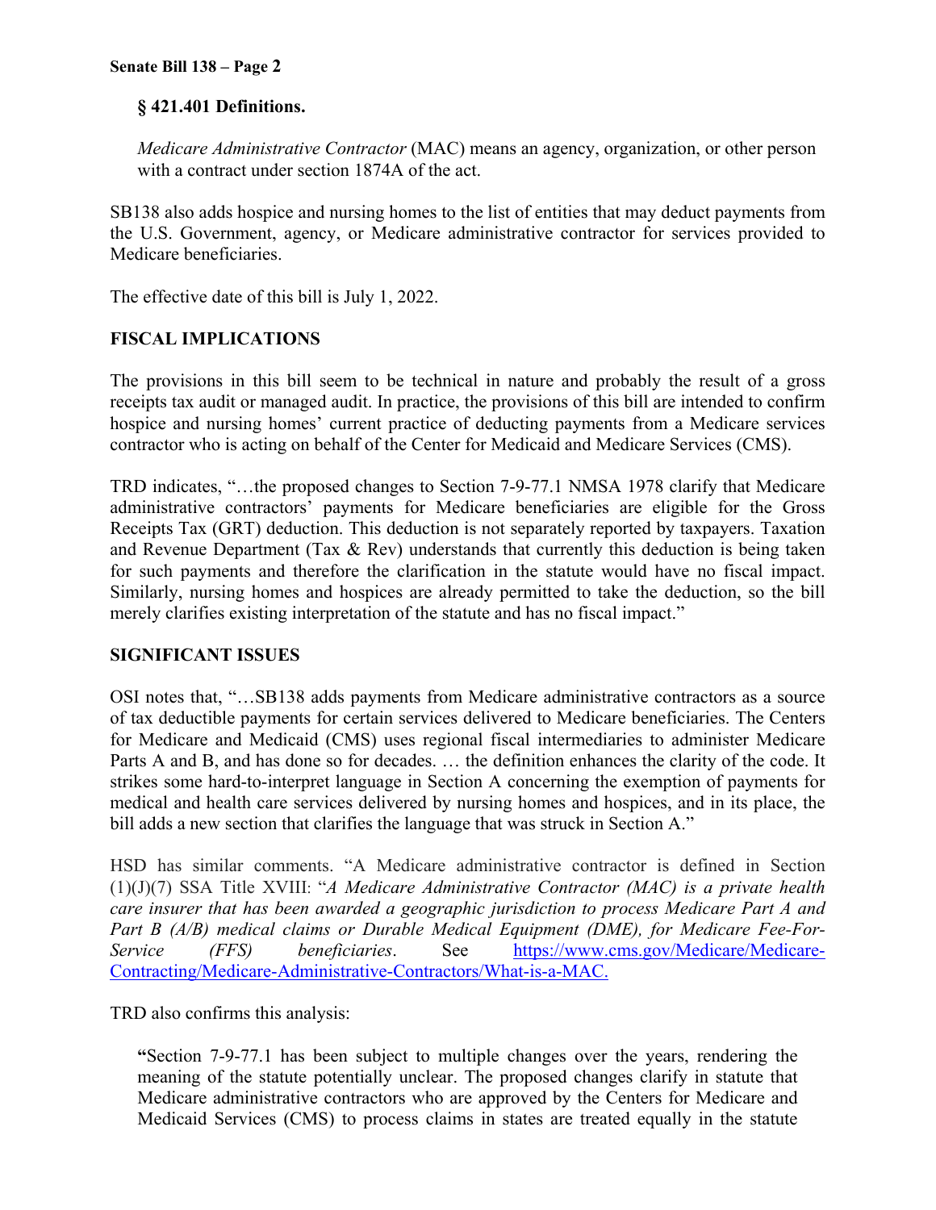**§ 421.401 Definitions.**

> *Medicare Administrative Contractor* (MAC) means an agency, organization, or other person with a contract under section 1874A of the act.

SB138 also adds hospice and nursing homes to the list of entities that may deduct payments from the U.S. Government, agency, or Medicare administrative contractor for services provided to Medicare beneficiaries.

The effective date of this bill is July 1, 2022.

**FISCAL IMPLICATIONS**

The provisions in this bill seem to be technical in nature and probably the result of a gross receipts tax audit or managed audit. In practice, the provisions of this bill are intended to confirm hospice and nursing homes' current practice of deducting payments from a Medicare services contractor who is acting on behalf of the Center for Medicaid and Medicare Services (CMS).

TRD indicates, "…the proposed changes to Section 7-9-77.1 NMSA 1978 clarify that Medicare administrative contractors' payments for Medicare beneficiaries are eligible for the Gross Receipts Tax (GRT) deduction. This deduction is not separately reported by taxpayers. Taxation and Revenue Department (Tax & Rev) understands that currently this deduction is being taken for such payments and therefore the clarification in the statute would have no fiscal impact. Similarly, nursing homes and hospices are already permitted to take the deduction, so the bill merely clarifies existing interpretation of the statute and has no fiscal impact."

**SIGNIFICANT ISSUES**

OSI notes that, "…SB138 adds payments from Medicare administrative contractors as a source of tax deductible payments for certain services delivered to Medicare beneficiaries. The Centers for Medicare and Medicaid (CMS) uses regional fiscal intermediaries to administer Medicare Parts A and B, and has done so for decades. … the definition enhances the clarity of the code. It strikes some hard-to-interpret language in Section A concerning the exemption of payments for medical and health care services delivered by nursing homes and hospices, and in its place, the bill adds a new section that clarifies the language that was struck in Section A."

HSD has similar comments. "A Medicare administrative contractor is defined in Section (1)(J)(7) SSA Title XVIII: "*A Medicare Administrative Contractor (MAC) is a private health care insurer that has been awarded a geographic jurisdiction to process Medicare Part A and Part B (A/B) medical claims or Durable Medical Equipment (DME), for Medicare Fee-For-Service (FFS) beneficiaries*. See https://www.cms.gov/Medicare/Medicare-Contracting/Medicare-Administrative-Contractors/What-is-a-MAC.

TRD also confirms this analysis:

> **"**Section 7-9-77.1 has been subject to multiple changes over the years, rendering the meaning of the statute potentially unclear. The proposed changes clarify in statute that Medicare administrative contractors who are approved by the Centers for Medicare and Medicaid Services (CMS) to process claims in states are treated equally in the statute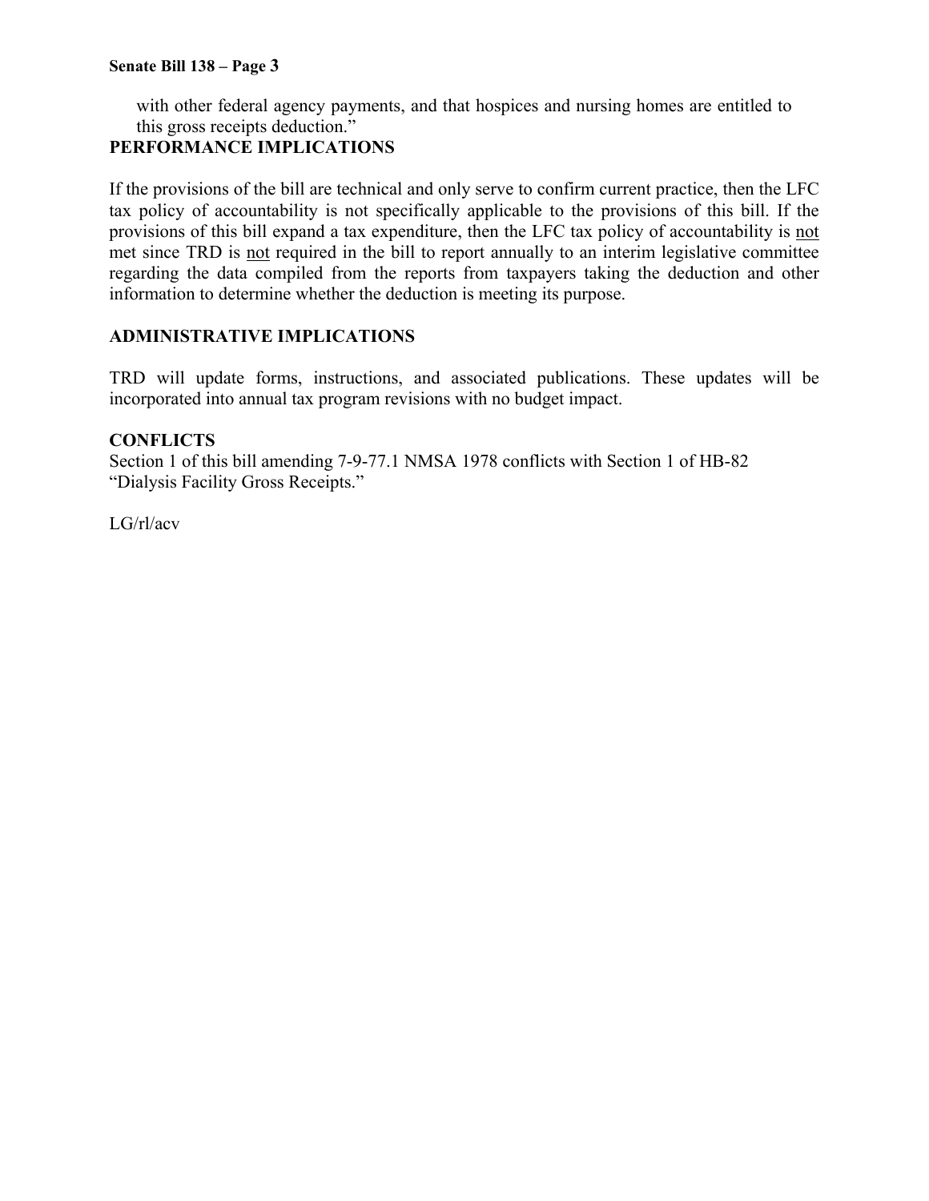with other federal agency payments, and that hospices and nursing homes are entitled to this gross receipts deduction."

**PERFORMANCE IMPLICATIONS**

If the provisions of the bill are technical and only serve to confirm current practice, then the LFC tax policy of accountability is not specifically applicable to the provisions of this bill. If the provisions of this bill expand a tax expenditure, then the LFC tax policy of accountability is not met since TRD is not required in the bill to report annually to an interim legislative committee regarding the data compiled from the reports from taxpayers taking the deduction and other information to determine whether the deduction is meeting its purpose.

**ADMINISTRATIVE IMPLICATIONS**

TRD will update forms, instructions, and associated publications. These updates will be incorporated into annual tax program revisions with no budget impact.

**CONFLICTS**

Section 1 of this bill amending 7-9-77.1 NMSA 1978 conflicts with Section 1 of HB-82 "Dialysis Facility Gross Receipts."

LG/rl/acv